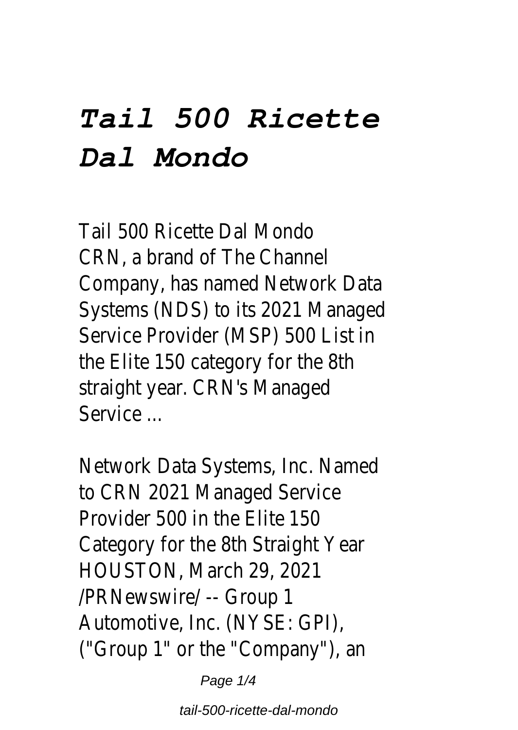# *Tail 500 Ricette Dal Mondo*

Tail 500 Ricette Dal Mondo
CRN, a brand of The Channel Company, has named Network Data Systems (NDS) to its 2021 Managed Service Provider (MSP) 500 List in the Elite 150 category for the 8th straight year. CRN's Managed Service ...

Network Data Systems, Inc. Named to CRN 2021 Managed Service Provider 500 in the Elite 150 Category for the 8th Straight Year
HOUSTON, March 29, 2021 /PRNewswire/ -- Group 1 Automotive, Inc. (NYSE: GPI), ("Group 1" or the "Company"), an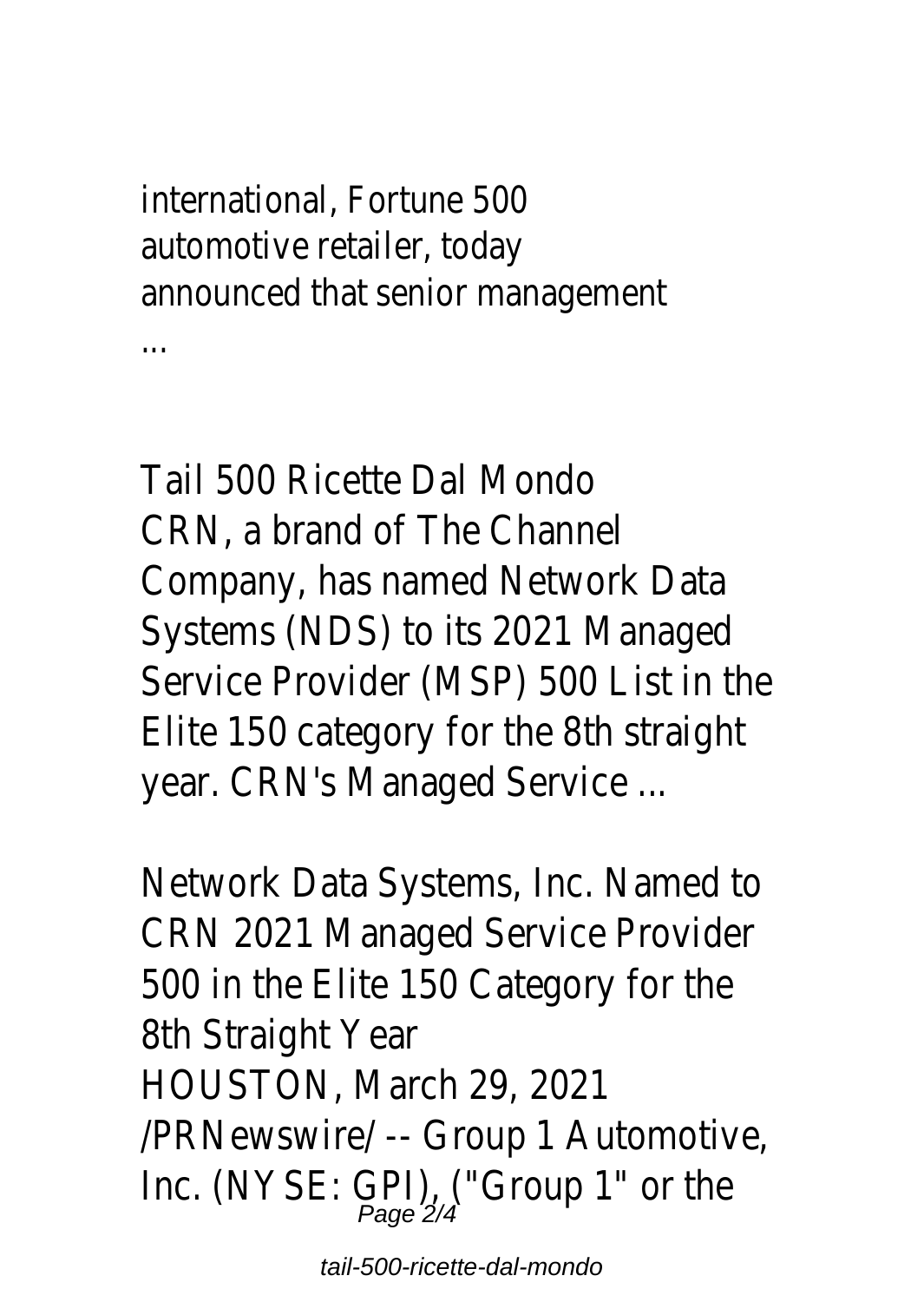international, Fortune 500 automotive retailer, today announced that senior management ...

Tail 500 Ricette Dal Mondo

CRN, a brand of The Channel Company, has named Network Data Systems (NDS) to its 2021 Managed Service Provider (MSP) 500 List in the Elite 150 category for the 8th straight year. CRN's Managed Service ...

Network Data Systems, Inc. Named to CRN 2021 Managed Service Provider 500 in the Elite 150 Category for the 8th Straight Year

HOUSTON, March 29, 2021 /PRNewswire/ -- Group 1 Automotive, Inc. (NYSE: GPI), ("Group 1" or the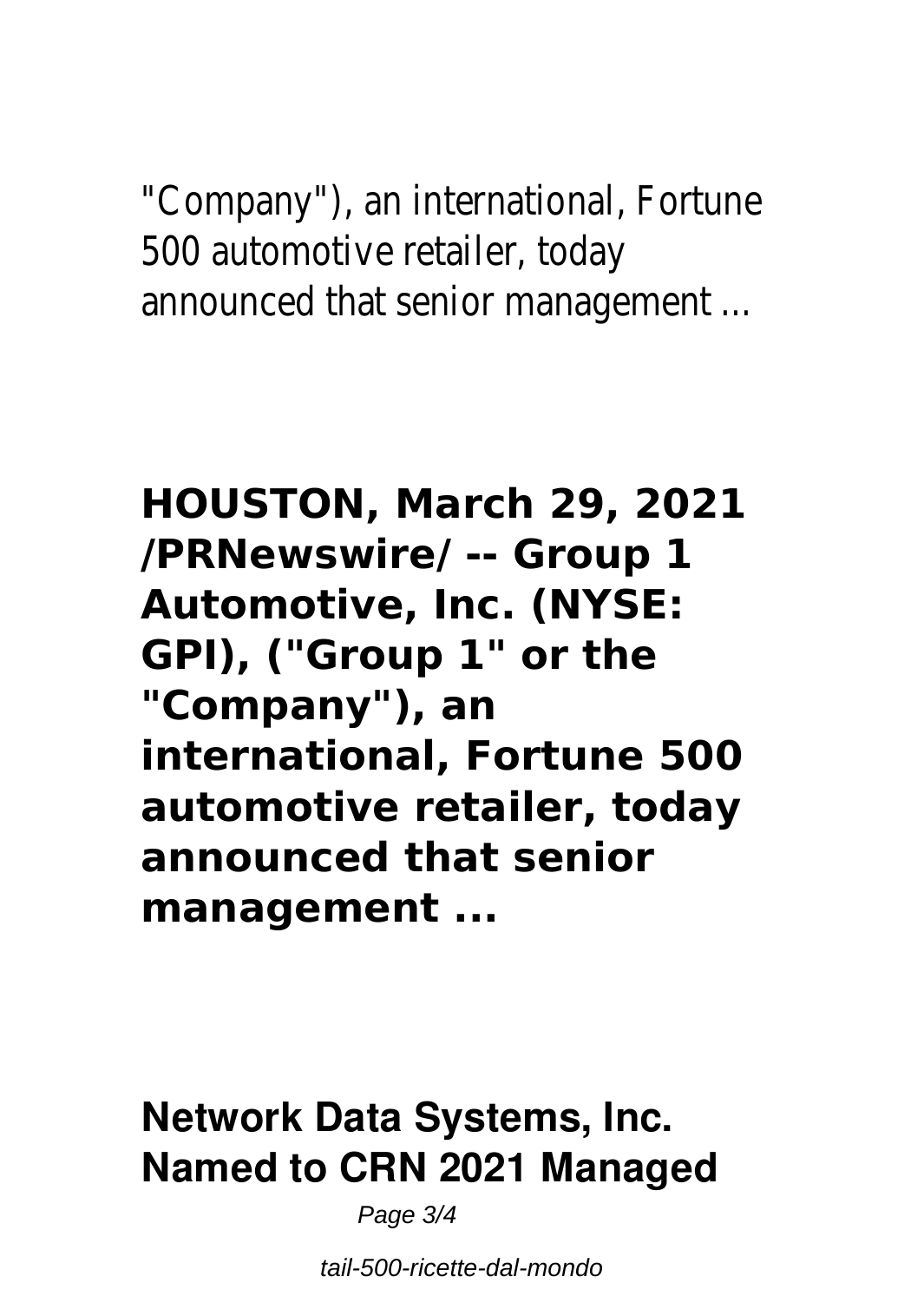"Company"), an international, Fortune 500 automotive retailer, today announced that senior management ...

**HOUSTON, March 29, 2021 /PRNewswire/ -- Group 1 Automotive, Inc. (NYSE: GPI), ("Group 1" or the "Company"), an international, Fortune 500 automotive retailer, today announced that senior management ...**

**Network Data Systems, Inc. Named to CRN 2021 Managed**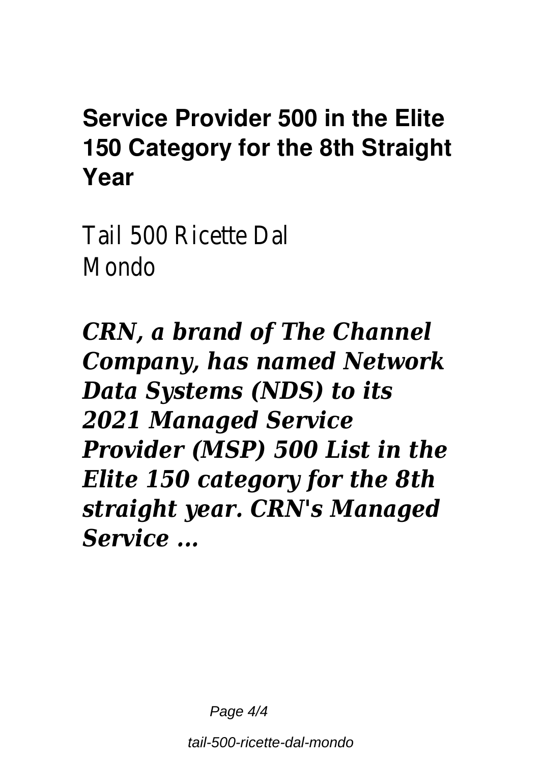**Service Provider 500 in the Elite 150 Category for the 8th Straight Year**

Tail 500 Ricette Dal Mondo

***CRN, a brand of The Channel Company, has named Network Data Systems (NDS) to its 2021 Managed Service Provider (MSP) 500 List in the Elite 150 category for the 8th straight year. CRN's Managed Service ...***